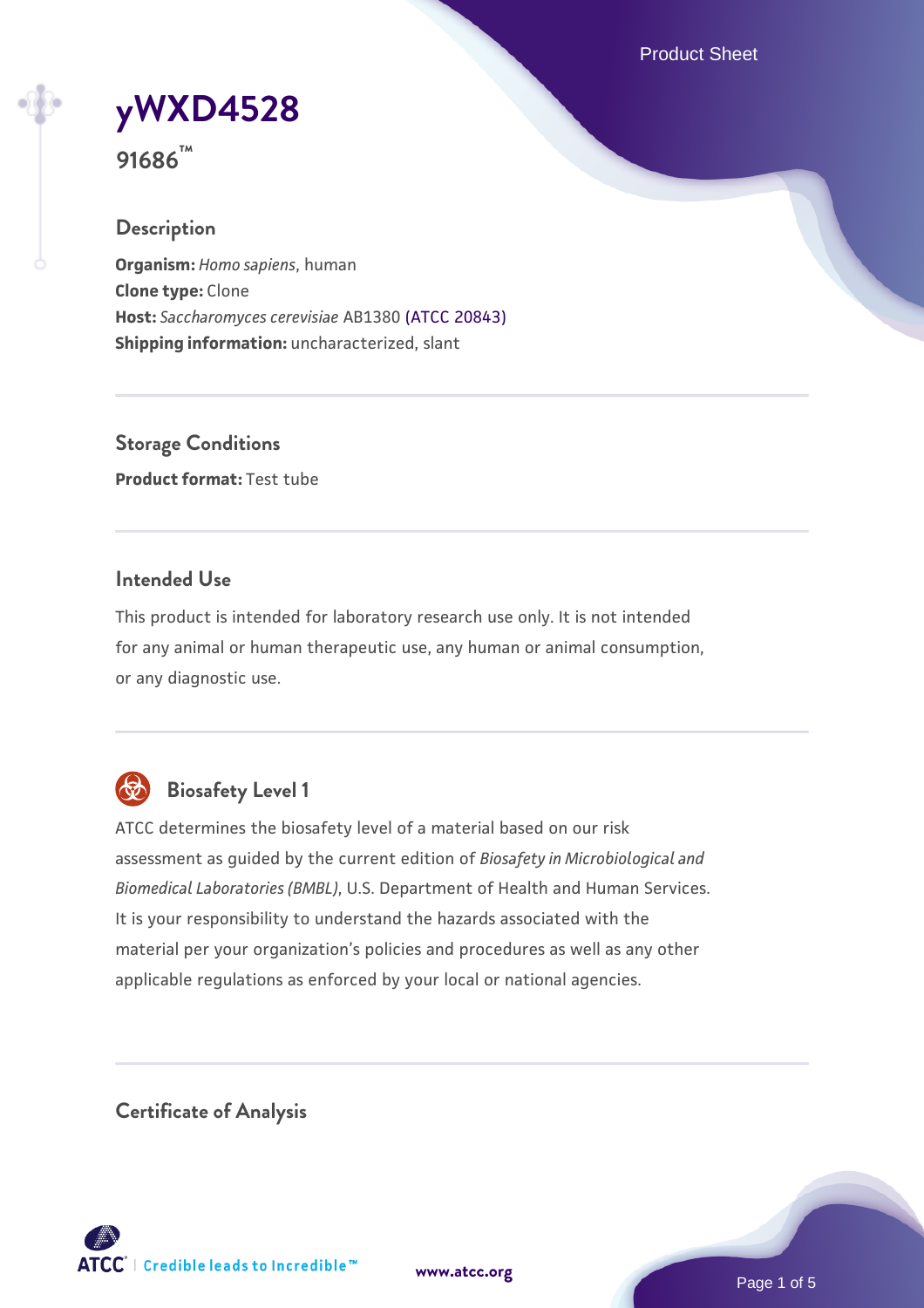# yWXD4528

**91686™**

## Description

**Organism:** *Homo sapiens*, human
**Clone type:** Clone
**Host:** *Saccharomyces cerevisiae* AB1380 (ATCC 20843)
**Shipping information:** uncharacterized, slant

## Storage Conditions

**Product format:** Test tube

## Intended Use

This product is intended for laboratory research use only. It is not intended for any animal or human therapeutic use, any human or animal consumption, or any diagnostic use.

## Biosafety Level 1

ATCC determines the biosafety level of a material based on our risk assessment as guided by the current edition of *Biosafety in Microbiological and Biomedical Laboratories (BMBL)*, U.S. Department of Health and Human Services. It is your responsibility to understand the hazards associated with the material per your organization's policies and procedures as well as any other applicable regulations as enforced by your local or national agencies.

## Certificate of Analysis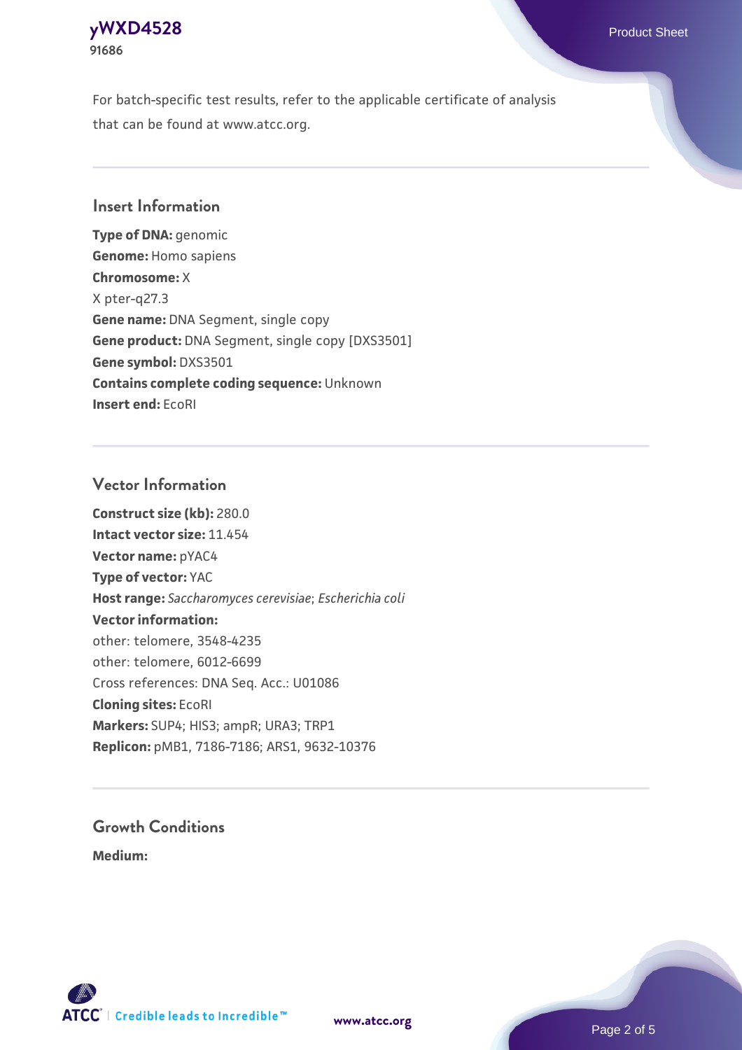For batch-specific test results, refer to the applicable certificate of analysis that can be found at www.atcc.org.

## Insert Information

**Type of DNA:** genomic
**Genome:** Homo sapiens
**Chromosome:** X
X pter-q27.3
**Gene name:** DNA Segment, single copy
**Gene product:** DNA Segment, single copy [DXS3501]
**Gene symbol:** DXS3501
**Contains complete coding sequence:** Unknown
**Insert end:** EcoRI

## Vector Information

**Construct size (kb):** 280.0
**Intact vector size:** 11.454
**Vector name:** pYAC4
**Type of vector:** YAC
**Host range:** *Saccharomyces cerevisiae*; *Escherichia coli*
**Vector information:**
other: telomere, 3548-4235
other: telomere, 6012-6699
Cross references: DNA Seq. Acc.: U01086
**Cloning sites:** EcoRI
**Markers:** SUP4; HIS3; ampR; URA3; TRP1
**Replicon:** pMB1, 7186-7186; ARS1, 9632-10376

## Growth Conditions

**Medium:**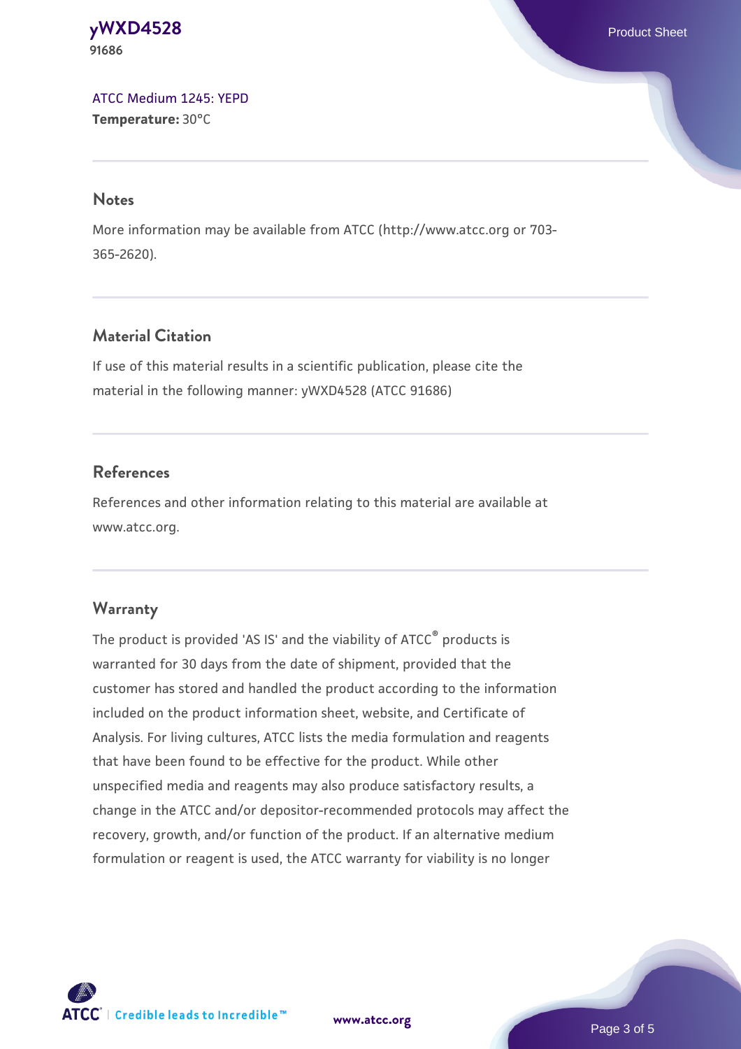ATCC Medium 1245: YEPD
**Temperature:** 30°C

## Notes

More information may be available from ATCC (http://www.atcc.org or 703-365-2620).

## Material Citation

If use of this material results in a scientific publication, please cite the material in the following manner: yWXD4528 (ATCC 91686)

## References

References and other information relating to this material are available at www.atcc.org.

## Warranty

The product is provided 'AS IS' and the viability of ATCC® products is warranted for 30 days from the date of shipment, provided that the customer has stored and handled the product according to the information included on the product information sheet, website, and Certificate of Analysis. For living cultures, ATCC lists the media formulation and reagents that have been found to be effective for the product. While other unspecified media and reagents may also produce satisfactory results, a change in the ATCC and/or depositor-recommended protocols may affect the recovery, growth, and/or function of the product. If an alternative medium formulation or reagent is used, the ATCC warranty for viability is no longer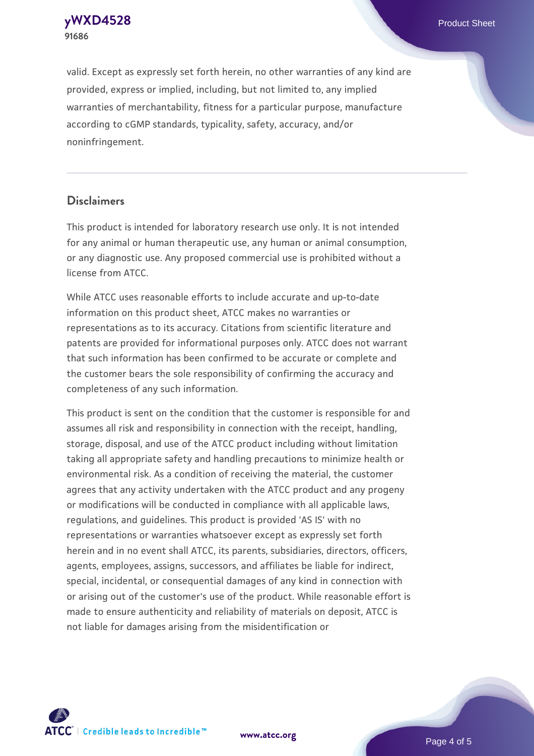valid. Except as expressly set forth herein, no other warranties of any kind are provided, express or implied, including, but not limited to, any implied warranties of merchantability, fitness for a particular purpose, manufacture according to cGMP standards, typicality, safety, accuracy, and/or noninfringement.

## Disclaimers

This product is intended for laboratory research use only. It is not intended for any animal or human therapeutic use, any human or animal consumption, or any diagnostic use. Any proposed commercial use is prohibited without a license from ATCC.

While ATCC uses reasonable efforts to include accurate and up-to-date information on this product sheet, ATCC makes no warranties or representations as to its accuracy. Citations from scientific literature and patents are provided for informational purposes only. ATCC does not warrant that such information has been confirmed to be accurate or complete and the customer bears the sole responsibility of confirming the accuracy and completeness of any such information.

This product is sent on the condition that the customer is responsible for and assumes all risk and responsibility in connection with the receipt, handling, storage, disposal, and use of the ATCC product including without limitation taking all appropriate safety and handling precautions to minimize health or environmental risk. As a condition of receiving the material, the customer agrees that any activity undertaken with the ATCC product and any progeny or modifications will be conducted in compliance with all applicable laws, regulations, and guidelines. This product is provided 'AS IS' with no representations or warranties whatsoever except as expressly set forth herein and in no event shall ATCC, its parents, subsidiaries, directors, officers, agents, employees, assigns, successors, and affiliates be liable for indirect, special, incidental, or consequential damages of any kind in connection with or arising out of the customer's use of the product. While reasonable effort is made to ensure authenticity and reliability of materials on deposit, ATCC is not liable for damages arising from the misidentification or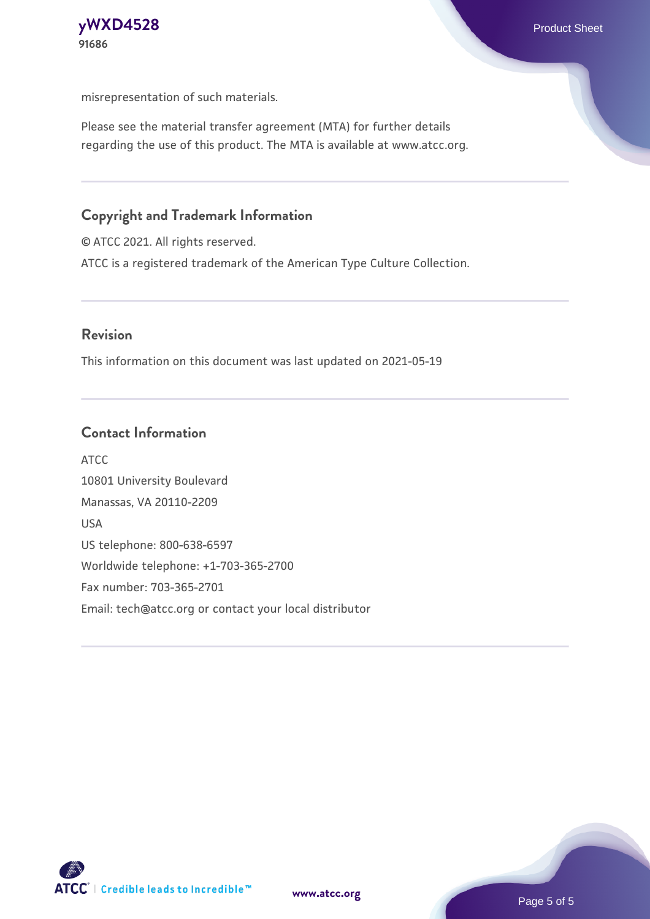misrepresentation of such materials.

Please see the material transfer agreement (MTA) for further details regarding the use of this product. The MTA is available at www.atcc.org.

## Copyright and Trademark Information

© ATCC 2021. All rights reserved.

ATCC is a registered trademark of the American Type Culture Collection.

## Revision

This information on this document was last updated on 2021-05-19

## Contact Information

ATCC

10801 University Boulevard

Manassas, VA 20110-2209

USA

US telephone: 800-638-6597

Worldwide telephone: +1-703-365-2700

Fax number: 703-365-2701

Email: tech@atcc.org or contact your local distributor